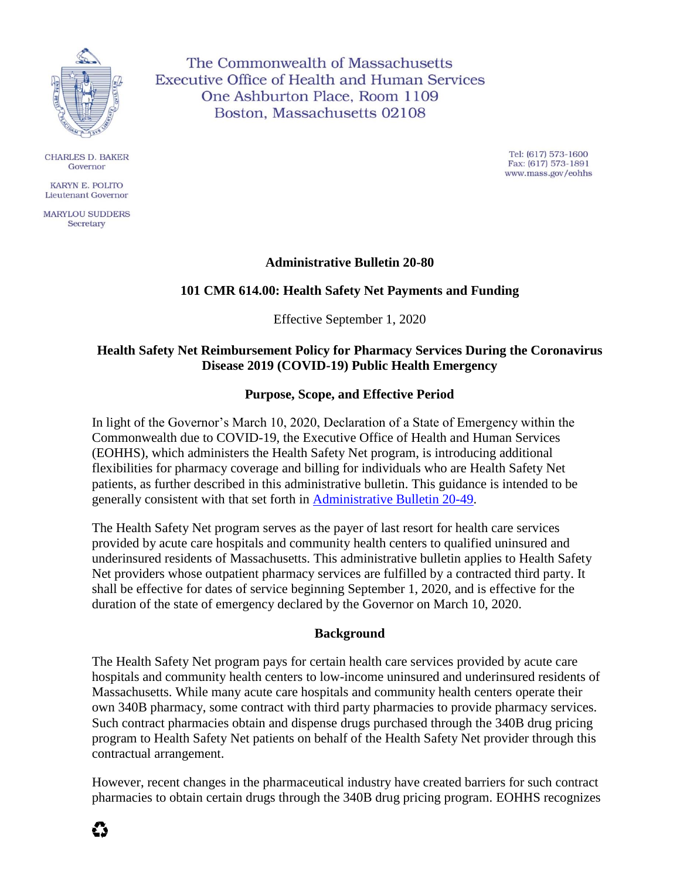The Commonwealth of Massachusetts
Executive Office of Health and Human Services
One Ashburton Place, Room 1109
Boston, Massachusetts 02108

CHARLES D. BAKER
Governor

KARYN E. POLITO
Lieutenant Governor

MARYLOU SUDDERS
Secretary

Tel: (617) 573-1600
Fax: (617) 573-1891
www.mass.gov/eohhs

**Administrative Bulletin 20-80**

**101 CMR 614.00: Health Safety Net Payments and Funding**

Effective September 1, 2020

**Health Safety Net Reimbursement Policy for Pharmacy Services During the Coronavirus Disease 2019 (COVID-19) Public Health Emergency**

**Purpose, Scope, and Effective Period**

In light of the Governor's March 10, 2020, Declaration of a State of Emergency within the Commonwealth due to COVID-19, the Executive Office of Health and Human Services (EOHHS), which administers the Health Safety Net program, is introducing additional flexibilities for pharmacy coverage and billing for individuals who are Health Safety Net patients, as further described in this administrative bulletin. This guidance is intended to be generally consistent with that set forth in Administrative Bulletin 20-49.

The Health Safety Net program serves as the payer of last resort for health care services provided by acute care hospitals and community health centers to qualified uninsured and underinsured residents of Massachusetts. This administrative bulletin applies to Health Safety Net providers whose outpatient pharmacy services are fulfilled by a contracted third party. It shall be effective for dates of service beginning September 1, 2020, and is effective for the duration of the state of emergency declared by the Governor on March 10, 2020.

**Background**

The Health Safety Net program pays for certain health care services provided by acute care hospitals and community health centers to low-income uninsured and underinsured residents of Massachusetts. While many acute care hospitals and community health centers operate their own 340B pharmacy, some contract with third party pharmacies to provide pharmacy services. Such contract pharmacies obtain and dispense drugs purchased through the 340B drug pricing program to Health Safety Net patients on behalf of the Health Safety Net provider through this contractual arrangement.

However, recent changes in the pharmaceutical industry have created barriers for such contract pharmacies to obtain certain drugs through the 340B drug pricing program. EOHHS recognizes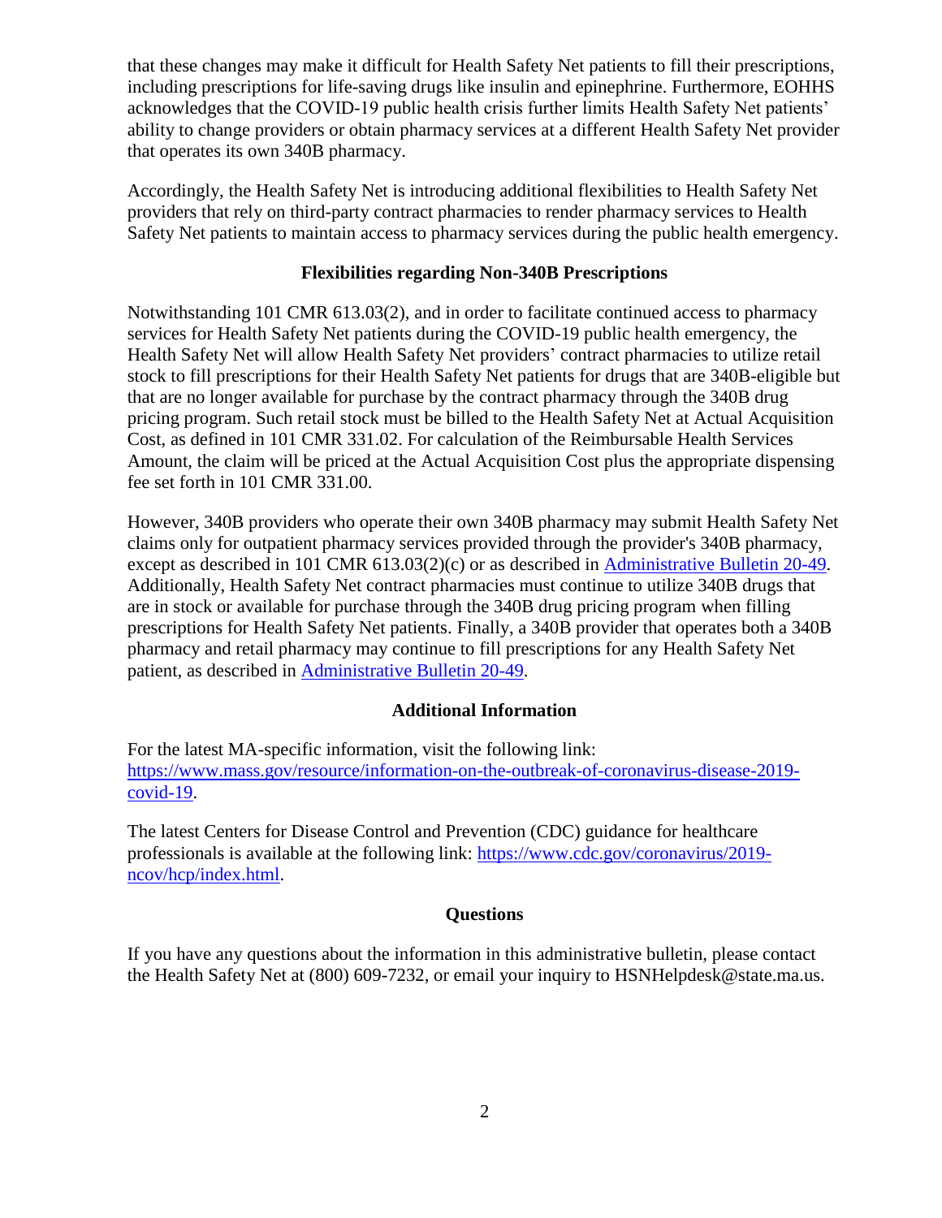that these changes may make it difficult for Health Safety Net patients to fill their prescriptions, including prescriptions for life-saving drugs like insulin and epinephrine. Furthermore, EOHHS acknowledges that the COVID-19 public health crisis further limits Health Safety Net patients' ability to change providers or obtain pharmacy services at a different Health Safety Net provider that operates its own 340B pharmacy.

Accordingly, the Health Safety Net is introducing additional flexibilities to Health Safety Net providers that rely on third-party contract pharmacies to render pharmacy services to Health Safety Net patients to maintain access to pharmacy services during the public health emergency.

**Flexibilities regarding Non-340B Prescriptions**

Notwithstanding 101 CMR 613.03(2), and in order to facilitate continued access to pharmacy services for Health Safety Net patients during the COVID-19 public health emergency, the Health Safety Net will allow Health Safety Net providers' contract pharmacies to utilize retail stock to fill prescriptions for their Health Safety Net patients for drugs that are 340B-eligible but that are no longer available for purchase by the contract pharmacy through the 340B drug pricing program. Such retail stock must be billed to the Health Safety Net at Actual Acquisition Cost, as defined in 101 CMR 331.02. For calculation of the Reimbursable Health Services Amount, the claim will be priced at the Actual Acquisition Cost plus the appropriate dispensing fee set forth in 101 CMR 331.00.

However, 340B providers who operate their own 340B pharmacy may submit Health Safety Net claims only for outpatient pharmacy services provided through the provider's 340B pharmacy, except as described in 101 CMR 613.03(2)(c) or as described in Administrative Bulletin 20-49. Additionally, Health Safety Net contract pharmacies must continue to utilize 340B drugs that are in stock or available for purchase through the 340B drug pricing program when filling prescriptions for Health Safety Net patients. Finally, a 340B provider that operates both a 340B pharmacy and retail pharmacy may continue to fill prescriptions for any Health Safety Net patient, as described in Administrative Bulletin 20-49.

**Additional Information**

For the latest MA-specific information, visit the following link: https://www.mass.gov/resource/information-on-the-outbreak-of-coronavirus-disease-2019-covid-19.

The latest Centers for Disease Control and Prevention (CDC) guidance for healthcare professionals is available at the following link: https://www.cdc.gov/coronavirus/2019-ncov/hcp/index.html.

**Questions**

If you have any questions about the information in this administrative bulletin, please contact the Health Safety Net at (800) 609-7232, or email your inquiry to HSNHelpdesk@state.ma.us.